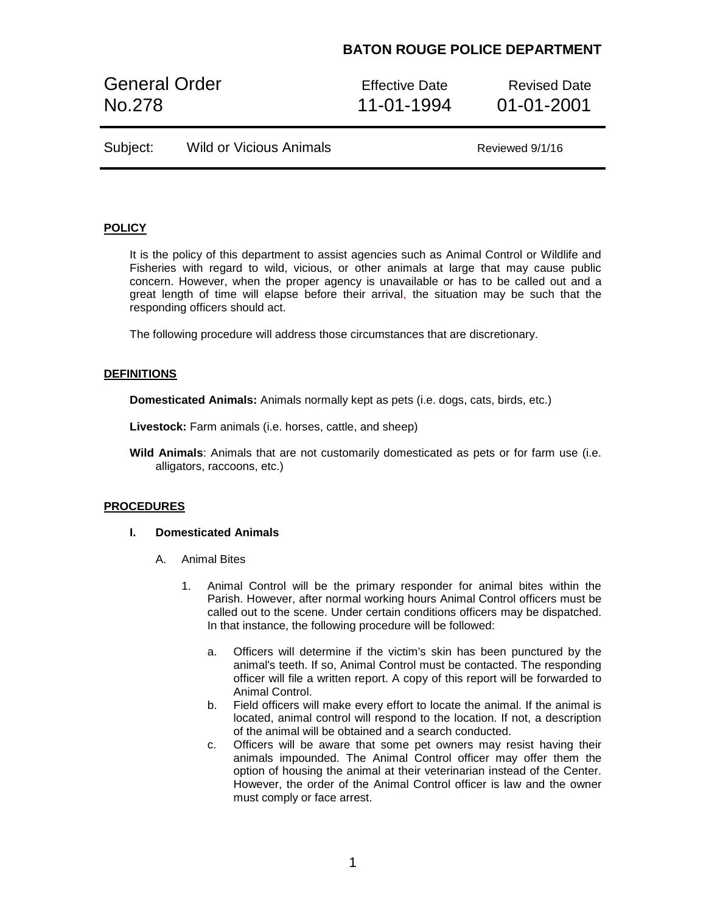**BATON ROUGE POLICE DEPARTMENT**

| General Order No.278 | Effective Date 11-01-1994 | Revised Date 01-01-2001 |
|---|---|---|
| Subject: Wild or Vicious Animals | | Reviewed 9/1/16 |

## POLICY

It is the policy of this department to assist agencies such as Animal Control or Wildlife and Fisheries with regard to wild, vicious, or other animals at large that may cause public concern. However, when the proper agency is unavailable or has to be called out and a great length of time will elapse before their arrival, the situation may be such that the responding officers should act.

The following procedure will address those circumstances that are discretionary.

## DEFINITIONS

**Domesticated Animals:** Animals normally kept as pets (i.e. dogs, cats, birds, etc.)

**Livestock:** Farm animals (i.e. horses, cattle, and sheep)

**Wild Animals**: Animals that are not customarily domesticated as pets or for farm use (i.e. alligators, raccoons, etc.)

## PROCEDURES

### I. Domesticated Animals

A. Animal Bites

1. Animal Control will be the primary responder for animal bites within the Parish. However, after normal working hours Animal Control officers must be called out to the scene. Under certain conditions officers may be dispatched. In that instance, the following procedure will be followed:

   a. Officers will determine if the victim's skin has been punctured by the animal's teeth. If so, Animal Control must be contacted. The responding officer will file a written report. A copy of this report will be forwarded to Animal Control.
   
   b. Field officers will make every effort to locate the animal. If the animal is located, animal control will respond to the location. If not, a description of the animal will be obtained and a search conducted.
   
   c. Officers will be aware that some pet owners may resist having their animals impounded. The Animal Control officer may offer them the option of housing the animal at their veterinarian instead of the Center. However, the order of the Animal Control officer is law and the owner must comply or face arrest.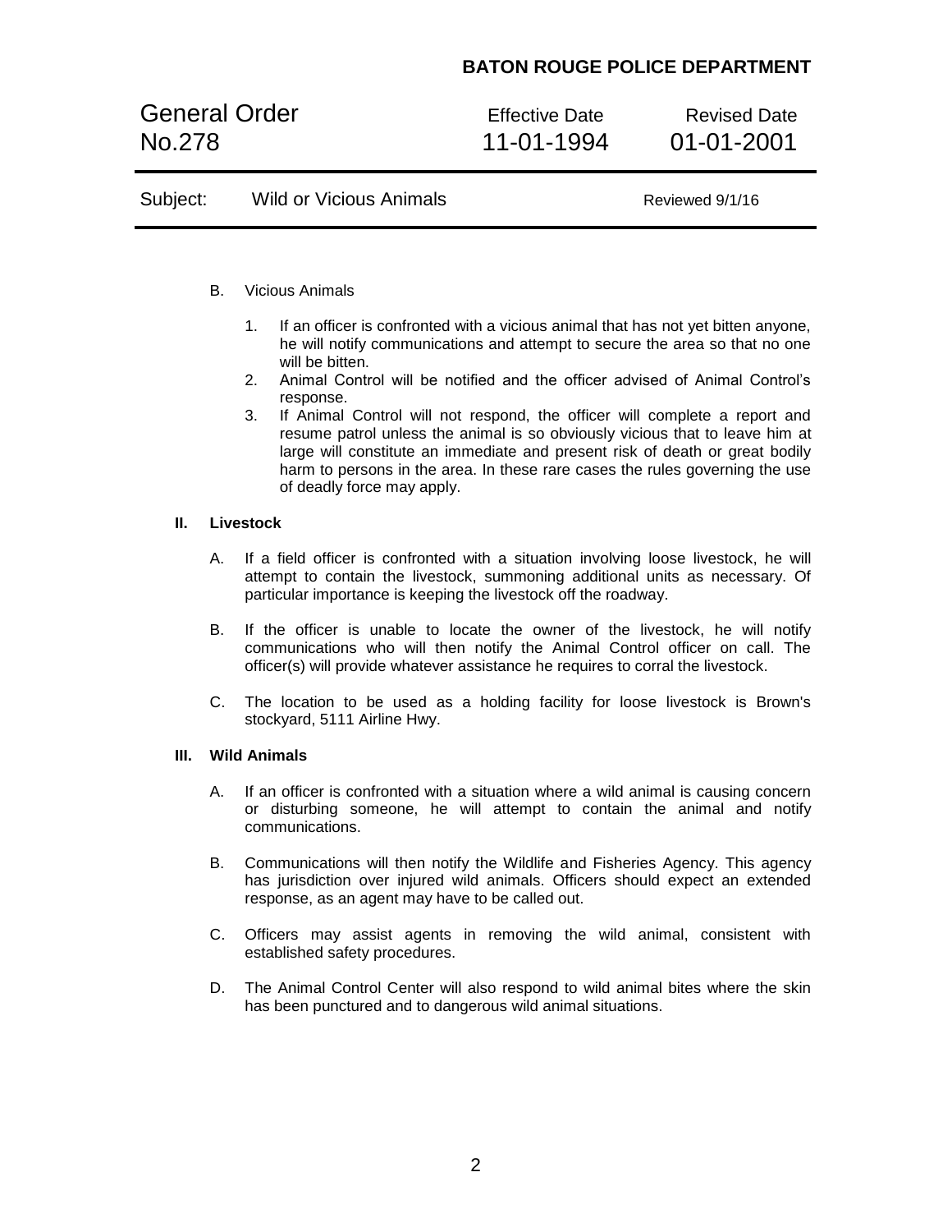B. Vicious Animals

1. If an officer is confronted with a vicious animal that has not yet bitten anyone, he will notify communications and attempt to secure the area so that no one will be bitten.
2. Animal Control will be notified and the officer advised of Animal Control's response.
3. If Animal Control will not respond, the officer will complete a report and resume patrol unless the animal is so obviously vicious that to leave him at large will constitute an immediate and present risk of death or great bodily harm to persons in the area. In these rare cases the rules governing the use of deadly force may apply.

## II. Livestock

A. If a field officer is confronted with a situation involving loose livestock, he will attempt to contain the livestock, summoning additional units as necessary. Of particular importance is keeping the livestock off the roadway.

B. If the officer is unable to locate the owner of the livestock, he will notify communications who will then notify the Animal Control officer on call. The officer(s) will provide whatever assistance he requires to corral the livestock.

C. The location to be used as a holding facility for loose livestock is Brown's stockyard, 5111 Airline Hwy.

## III. Wild Animals

A. If an officer is confronted with a situation where a wild animal is causing concern or disturbing someone, he will attempt to contain the animal and notify communications.

B. Communications will then notify the Wildlife and Fisheries Agency. This agency has jurisdiction over injured wild animals. Officers should expect an extended response, as an agent may have to be called out.

C. Officers may assist agents in removing the wild animal, consistent with established safety procedures.

D. The Animal Control Center will also respond to wild animal bites where the skin has been punctured and to dangerous wild animal situations.